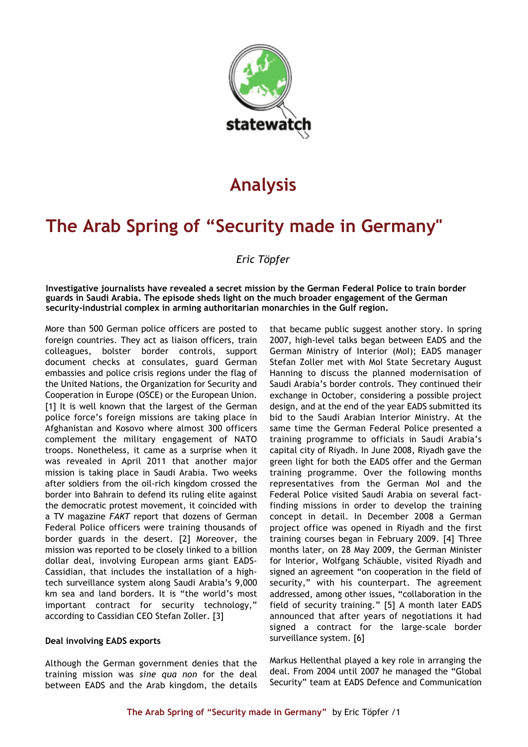statewatch

# Analysis

# The Arab Spring of "Security made in Germany"

*Eric Töpfer*

**Investigative journalists have revealed a secret mission by the German Federal Police to train border guards in Saudi Arabia. The episode sheds light on the much broader engagement of the German security-industrial complex in arming authoritarian monarchies in the Gulf region.**

More than 500 German police officers are posted to foreign countries. They act as liaison officers, train colleagues, bolster border controls, support document checks at consulates, guard German embassies and police crisis regions under the flag of the United Nations, the Organization for Security and Cooperation in Europe (OSCE) or the European Union. [1] It is well known that the largest of the German police force's foreign missions are taking place in Afghanistan and Kosovo where almost 300 officers complement the military engagement of NATO troops. Nonetheless, it came as a surprise when it was revealed in April 2011 that another major mission is taking place in Saudi Arabia. Two weeks after soldiers from the oil-rich kingdom crossed the border into Bahrain to defend its ruling elite against the democratic protest movement, it coincided with a TV magazine *FAKT* report that dozens of German Federal Police officers were training thousands of border guards in the desert. [2] Moreover, the mission was reported to be closely linked to a billion dollar deal, involving European arms giant EADS-Cassidian, that includes the installation of a high-tech surveillance system along Saudi Arabia's 9,000 km sea and land borders. It is "the world's most important contract for security technology," according to Cassidian CEO Stefan Zoller. [3]

### Deal involving EADS exports

Although the German government denies that the training mission was *sine qua non* for the deal between EADS and the Arab kingdom, the details that became public suggest another story. In spring 2007, high-level talks began between EADS and the German Ministry of Interior (MoI); EADS manager Stefan Zoller met with MoI State Secretary August Hanning to discuss the planned modernisation of Saudi Arabia's border controls. They continued their exchange in October, considering a possible project design, and at the end of the year EADS submitted its bid to the Saudi Arabian Interior Ministry. At the same time the German Federal Police presented a training programme to officials in Saudi Arabia's capital city of Riyadh. In June 2008, Riyadh gave the green light for both the EADS offer and the German training programme. Over the following months representatives from the German MoI and the Federal Police visited Saudi Arabia on several fact-finding missions in order to develop the training concept in detail. In December 2008 a German project office was opened in Riyadh and the first training courses began in February 2009. [4] Three months later, on 28 May 2009, the German Minister for Interior, Wolfgang Schäuble, visited Riyadh and signed an agreement "on cooperation in the field of security," with his counterpart. The agreement addressed, among other issues, "collaboration in the field of security training." [5] A month later EADS announced that after years of negotiations it had signed a contract for the large-scale border surveillance system. [6]

Markus Hellenthal played a key role in arranging the deal. From 2004 until 2007 he managed the "Global Security" team at EADS Defence and Communication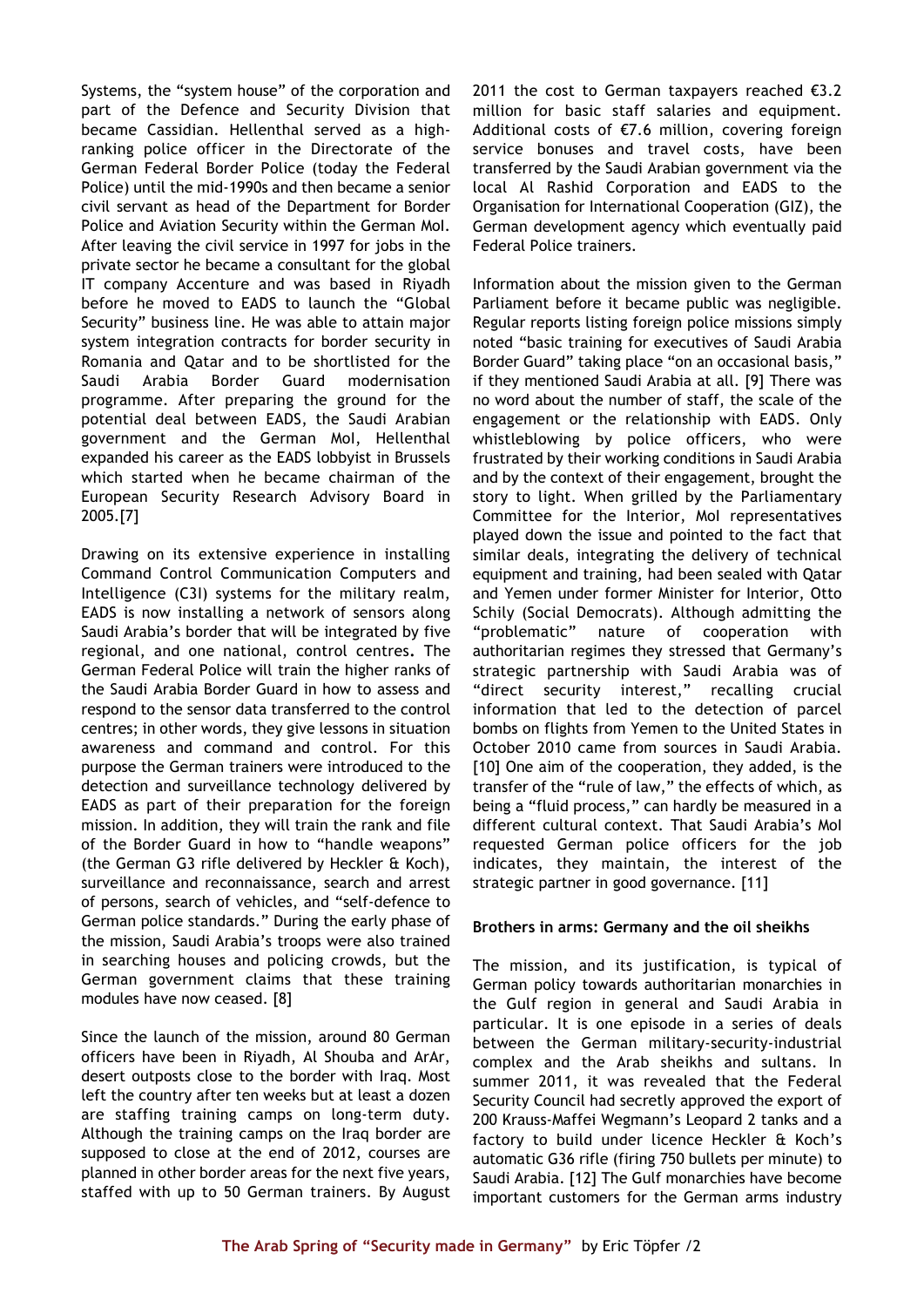Systems, the "system house" of the corporation and part of the Defence and Security Division that became Cassidian. Hellenthal served as a high-ranking police officer in the Directorate of the German Federal Border Police (today the Federal Police) until the mid-1990s and then became a senior civil servant as head of the Department for Border Police and Aviation Security within the German MoI. After leaving the civil service in 1997 for jobs in the private sector he became a consultant for the global IT company Accenture and was based in Riyadh before he moved to EADS to launch the "Global Security" business line. He was able to attain major system integration contracts for border security in Romania and Qatar and to be shortlisted for the Saudi Arabia Border Guard modernisation programme. After preparing the ground for the potential deal between EADS, the Saudi Arabian government and the German MoI, Hellenthal expanded his career as the EADS lobbyist in Brussels which started when he became chairman of the European Security Research Advisory Board in 2005.[7]

Drawing on its extensive experience in installing Command Control Communication Computers and Intelligence (C3I) systems for the military realm, EADS is now installing a network of sensors along Saudi Arabia's border that will be integrated by five regional, and one national, control centres. The German Federal Police will train the higher ranks of the Saudi Arabia Border Guard in how to assess and respond to the sensor data transferred to the control centres; in other words, they give lessons in situation awareness and command and control. For this purpose the German trainers were introduced to the detection and surveillance technology delivered by EADS as part of their preparation for the foreign mission. In addition, they will train the rank and file of the Border Guard in how to "handle weapons" (the German G3 rifle delivered by Heckler & Koch), surveillance and reconnaissance, search and arrest of persons, search of vehicles, and "self-defence to German police standards." During the early phase of the mission, Saudi Arabia's troops were also trained in searching houses and policing crowds, but the German government claims that these training modules have now ceased. [8]

Since the launch of the mission, around 80 German officers have been in Riyadh, Al Shouba and ArAr, desert outposts close to the border with Iraq. Most left the country after ten weeks but at least a dozen are staffing training camps on long-term duty. Although the training camps on the Iraq border are supposed to close at the end of 2012, courses are planned in other border areas for the next five years, staffed with up to 50 German trainers. By August 2011 the cost to German taxpayers reached €3.2 million for basic staff salaries and equipment. Additional costs of €7.6 million, covering foreign service bonuses and travel costs, have been transferred by the Saudi Arabian government via the local Al Rashid Corporation and EADS to the Organisation for International Cooperation (GIZ), the German development agency which eventually paid Federal Police trainers.

Information about the mission given to the German Parliament before it became public was negligible. Regular reports listing foreign police missions simply noted "basic training for executives of Saudi Arabia Border Guard" taking place "on an occasional basis," if they mentioned Saudi Arabia at all. [9] There was no word about the number of staff, the scale of the engagement or the relationship with EADS. Only whistleblowing by police officers, who were frustrated by their working conditions in Saudi Arabia and by the context of their engagement, brought the story to light. When grilled by the Parliamentary Committee for the Interior, MoI representatives played down the issue and pointed to the fact that similar deals, integrating the delivery of technical equipment and training, had been sealed with Qatar and Yemen under former Minister for Interior, Otto Schily (Social Democrats). Although admitting the "problematic" nature of cooperation with authoritarian regimes they stressed that Germany's strategic partnership with Saudi Arabia was of "direct security interest," recalling crucial information that led to the detection of parcel bombs on flights from Yemen to the United States in October 2010 came from sources in Saudi Arabia. [10] One aim of the cooperation, they added, is the transfer of the "rule of law," the effects of which, as being a "fluid process," can hardly be measured in a different cultural context. That Saudi Arabia's MoI requested German police officers for the job indicates, they maintain, the interest of the strategic partner in good governance. [11]

**Brothers in arms: Germany and the oil sheikhs**

The mission, and its justification, is typical of German policy towards authoritarian monarchies in the Gulf region in general and Saudi Arabia in particular. It is one episode in a series of deals between the German military-security-industrial complex and the Arab sheikhs and sultans. In summer 2011, it was revealed that the Federal Security Council had secretly approved the export of 200 Krauss-Maffei Wegmann's Leopard 2 tanks and a factory to build under licence Heckler & Koch's automatic G36 rifle (firing 750 bullets per minute) to Saudi Arabia. [12] The Gulf monarchies have become important customers for the German arms industry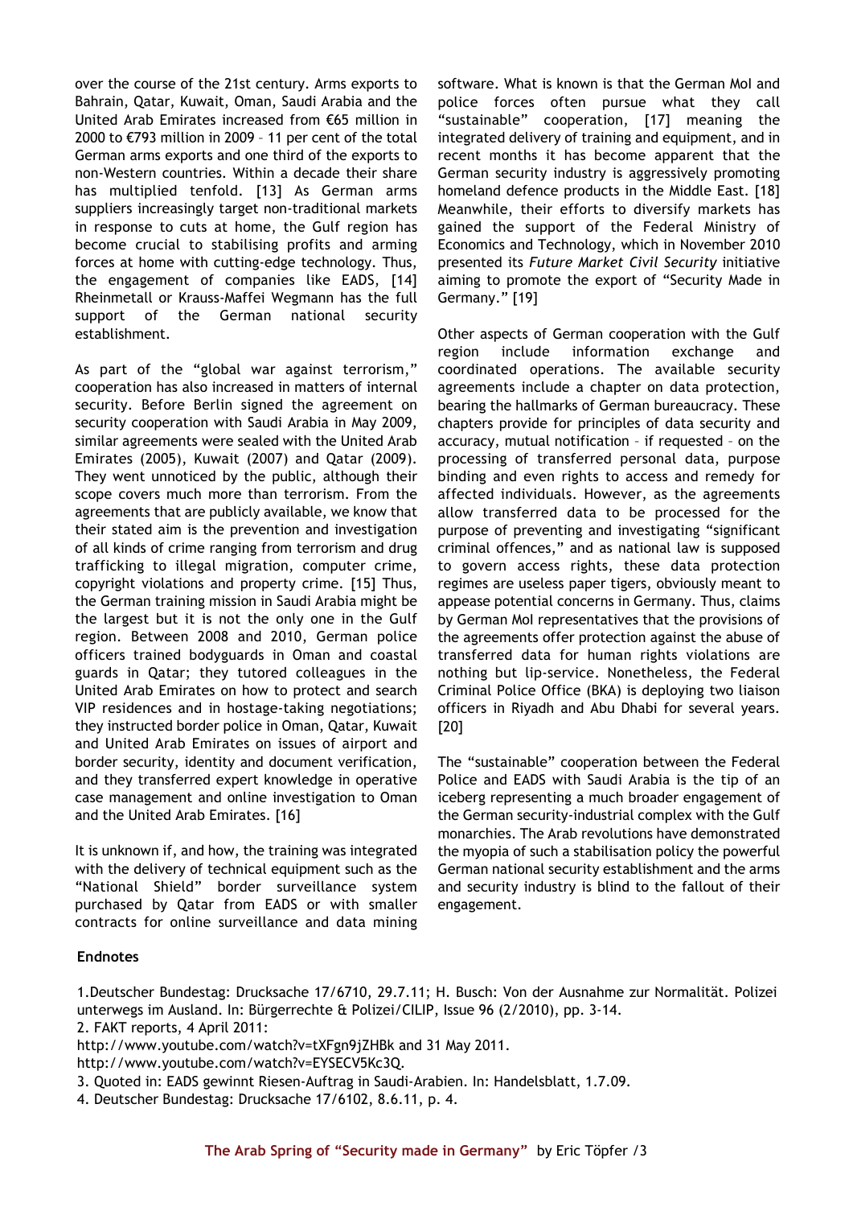over the course of the 21st century. Arms exports to Bahrain, Qatar, Kuwait, Oman, Saudi Arabia and the United Arab Emirates increased from €65 million in 2000 to €793 million in 2009 – 11 per cent of the total German arms exports and one third of the exports to non-Western countries. Within a decade their share has multiplied tenfold. [13] As German arms suppliers increasingly target non-traditional markets in response to cuts at home, the Gulf region has become crucial to stabilising profits and arming forces at home with cutting-edge technology. Thus, the engagement of companies like EADS, [14] Rheinmetall or Krauss-Maffei Wegmann has the full support of the German national security establishment.

As part of the "global war against terrorism," cooperation has also increased in matters of internal security. Before Berlin signed the agreement on security cooperation with Saudi Arabia in May 2009, similar agreements were sealed with the United Arab Emirates (2005), Kuwait (2007) and Qatar (2009). They went unnoticed by the public, although their scope covers much more than terrorism. From the agreements that are publicly available, we know that their stated aim is the prevention and investigation of all kinds of crime ranging from terrorism and drug trafficking to illegal migration, computer crime, copyright violations and property crime. [15] Thus, the German training mission in Saudi Arabia might be the largest but it is not the only one in the Gulf region. Between 2008 and 2010, German police officers trained bodyguards in Oman and coastal guards in Qatar; they tutored colleagues in the United Arab Emirates on how to protect and search VIP residences and in hostage-taking negotiations; they instructed border police in Oman, Qatar, Kuwait and United Arab Emirates on issues of airport and border security, identity and document verification, and they transferred expert knowledge in operative case management and online investigation to Oman and the United Arab Emirates. [16]

It is unknown if, and how, the training was integrated with the delivery of technical equipment such as the "National Shield" border surveillance system purchased by Qatar from EADS or with smaller contracts for online surveillance and data mining software. What is known is that the German MoI and police forces often pursue what they call "sustainable" cooperation, [17] meaning the integrated delivery of training and equipment, and in recent months it has become apparent that the German security industry is aggressively promoting homeland defence products in the Middle East. [18] Meanwhile, their efforts to diversify markets has gained the support of the Federal Ministry of Economics and Technology, which in November 2010 presented its *Future Market Civil Security* initiative aiming to promote the export of "Security Made in Germany." [19]

Other aspects of German cooperation with the Gulf region include information exchange and coordinated operations. The available security agreements include a chapter on data protection, bearing the hallmarks of German bureaucracy. These chapters provide for principles of data security and accuracy, mutual notification – if requested – on the processing of transferred personal data, purpose binding and even rights to access and remedy for affected individuals. However, as the agreements allow transferred data to be processed for the purpose of preventing and investigating "significant criminal offences," and as national law is supposed to govern access rights, these data protection regimes are useless paper tigers, obviously meant to appease potential concerns in Germany. Thus, claims by German MoI representatives that the provisions of the agreements offer protection against the abuse of transferred data for human rights violations are nothing but lip-service. Nonetheless, the Federal Criminal Police Office (BKA) is deploying two liaison officers in Riyadh and Abu Dhabi for several years. [20]

The "sustainable" cooperation between the Federal Police and EADS with Saudi Arabia is the tip of an iceberg representing a much broader engagement of the German security-industrial complex with the Gulf monarchies. The Arab revolutions have demonstrated the myopia of such a stabilisation policy the powerful German national security establishment and the arms and security industry is blind to the fallout of their engagement.

## Endnotes

1.Deutscher Bundestag: Drucksache 17/6710, 29.7.11; H. Busch: Von der Ausnahme zur Normalität. Polizei unterwegs im Ausland. In: Bürgerrechte & Polizei/CILIP, Issue 96 (2/2010), pp. 3-14.
2. FAKT reports, 4 April 2011:
http://www.youtube.com/watch?v=tXFgn9jZHBk and 31 May 2011.
http://www.youtube.com/watch?v=EYSECV5Kc3Q.
3. Quoted in: EADS gewinnt Riesen-Auftrag in Saudi-Arabien. In: Handelsblatt, 1.7.09.
4. Deutscher Bundestag: Drucksache 17/6102, 8.6.11, p. 4.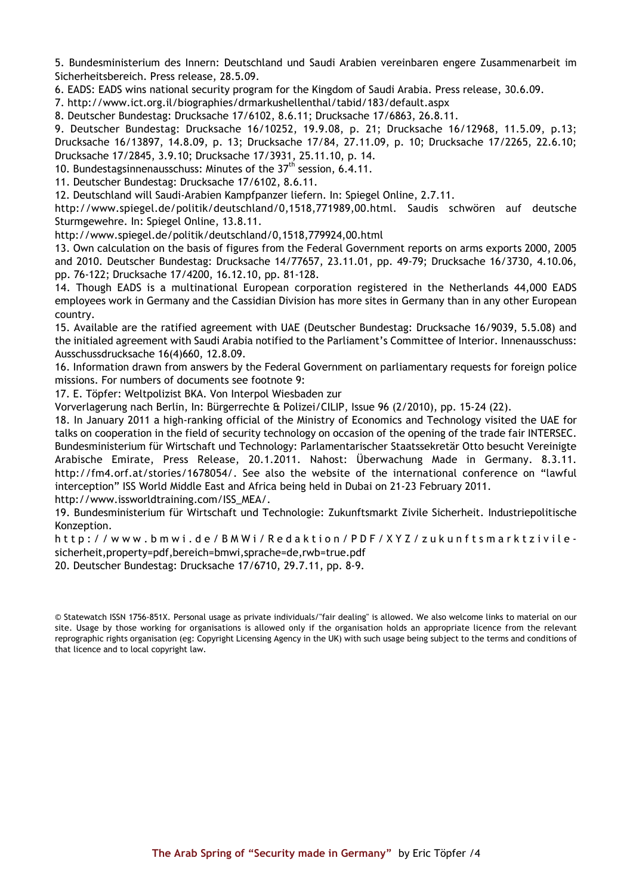5. Bundesministerium des Innern: Deutschland und Saudi Arabien vereinbaren engere Zusammenarbeit im Sicherheitsbereich. Press release, 28.5.09.

6. EADS: EADS wins national security program for the Kingdom of Saudi Arabia. Press release, 30.6.09.

7. http://www.ict.org.il/biographies/drmarkushellenthal/tabid/183/default.aspx

8. Deutscher Bundestag: Drucksache 17/6102, 8.6.11; Drucksache 17/6863, 26.8.11.

9. Deutscher Bundestag: Drucksache 16/10252, 19.9.08, p. 21; Drucksache 16/12968, 11.5.09, p.13; Drucksache 16/13897, 14.8.09, p. 13; Drucksache 17/84, 27.11.09, p. 10; Drucksache 17/2265, 22.6.10; Drucksache 17/2845, 3.9.10; Drucksache 17/3931, 25.11.10, p. 14.

10. Bundestagsinnenausschuss: Minutes of the 37th session, 6.4.11.

11. Deutscher Bundestag: Drucksache 17/6102, 8.6.11.

12. Deutschland will Saudi-Arabien Kampfpanzer liefern. In: Spiegel Online, 2.7.11. http://www.spiegel.de/politik/deutschland/0,1518,771989,00.html. Saudis schwören auf deutsche Sturmgewehre. In: Spiegel Online, 13.8.11. http://www.spiegel.de/politik/deutschland/0,1518,779924,00.html

13. Own calculation on the basis of figures from the Federal Government reports on arms exports 2000, 2005 and 2010. Deutscher Bundestag: Drucksache 14/77657, 23.11.01, pp. 49-79; Drucksache 16/3730, 4.10.06, pp. 76-122; Drucksache 17/4200, 16.12.10, pp. 81-128.

14. Though EADS is a multinational European corporation registered in the Netherlands 44,000 EADS employees work in Germany and the Cassidian Division has more sites in Germany than in any other European country.

15. Available are the ratified agreement with UAE (Deutscher Bundestag: Drucksache 16/9039, 5.5.08) and the initialed agreement with Saudi Arabia notified to the Parliament's Committee of Interior. Innenausschuss: Ausschussdrucksache 16(4)660, 12.8.09.

16. Information drawn from answers by the Federal Government on parliamentary requests for foreign police missions. For numbers of documents see footnote 9:

17. E. Töpfer: Weltpolizist BKA. Von Interpol Wiesbaden zur Vorverlagerung nach Berlin, In: Bürgerrechte & Polizei/CILIP, Issue 96 (2/2010), pp. 15-24 (22).

18. In January 2011 a high-ranking official of the Ministry of Economics and Technology visited the UAE for talks on cooperation in the field of security technology on occasion of the opening of the trade fair INTERSEC. Bundesministerium für Wirtschaft und Technology: Parlamentarischer Staatssekretär Otto besucht Vereinigte Arabische Emirate, Press Release, 20.1.2011. Nahost: Überwachung Made in Germany. 8.3.11. http://fm4.orf.at/stories/1678054/. See also the website of the international conference on "lawful interception" ISS World Middle East and Africa being held in Dubai on 21-23 February 2011. http://www.issworldtraining.com/ISS_MEA/.

19. Bundesministerium für Wirtschaft und Technologie: Zukunftsmarkt Zivile Sicherheit. Industriepolitische Konzeption. http://www.bmwi.de/BMWi/Redaktion/PDF/XYZ/zukunftsmarktzivile-sicherheit,property=pdf,bereich=bmwi,sprache=de,rwb=true.pdf

20. Deutscher Bundestag: Drucksache 17/6710, 29.7.11, pp. 8-9.

© Statewatch ISSN 1756-851X. Personal usage as private individuals/"fair dealing" is allowed. We also welcome links to material on our site. Usage by those working for organisations is allowed only if the organisation holds an appropriate licence from the relevant reprographic rights organisation (eg: Copyright Licensing Agency in the UK) with such usage being subject to the terms and conditions of that licence and to local copyright law.